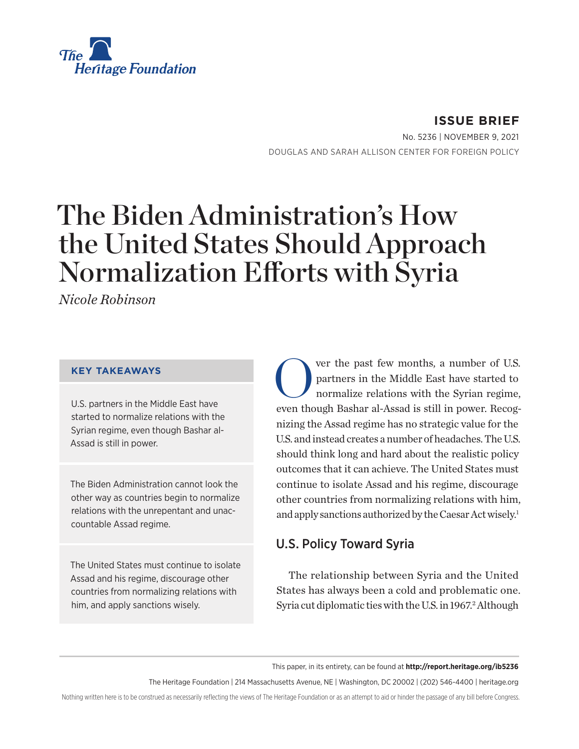The Heritage Foundation

**ISSUE BRIEF**

No. 5236 | NOVEMBER 9, 2021

DOUGLAS AND SARAH ALLISON CENTER FOR FOREIGN POLICY

# The Biden Administration's How the United States Should Approach Normalization Efforts with Syria

*Nicole Robinson*

**KEY TAKEAWAYS**

U.S. partners in the Middle East have started to normalize relations with the Syrian regime, even though Bashar al-Assad is still in power.

The Biden Administration cannot look the other way as countries begin to normalize relations with the unrepentant and unaccountable Assad regime.

The United States must continue to isolate Assad and his regime, discourage other countries from normalizing relations with him, and apply sanctions wisely.

Over the past few months, a number of U.S. partners in the Middle East have started to normalize relations with the Syrian regime, even though Bashar al-Assad is still in power. Recognizing the Assad regime has no strategic value for the U.S. and instead creates a number of headaches. The U.S. should think long and hard about the realistic policy outcomes that it can achieve. The United States must continue to isolate Assad and his regime, discourage other countries from normalizing relations with him, and apply sanctions authorized by the Caesar Act wisely.[1]

## U.S. Policy Toward Syria

The relationship between Syria and the United States has always been a cold and problematic one. Syria cut diplomatic ties with the U.S. in 1967.[2] Although

This paper, in its entirety, can be found at **http://report.heritage.org/ib5236**

The Heritage Foundation | 214 Massachusetts Avenue, NE | Washington, DC 20002 | (202) 546-4400 | heritage.org

Nothing written here is to be construed as necessarily reflecting the views of The Heritage Foundation or as an attempt to aid or hinder the passage of any bill before Congress.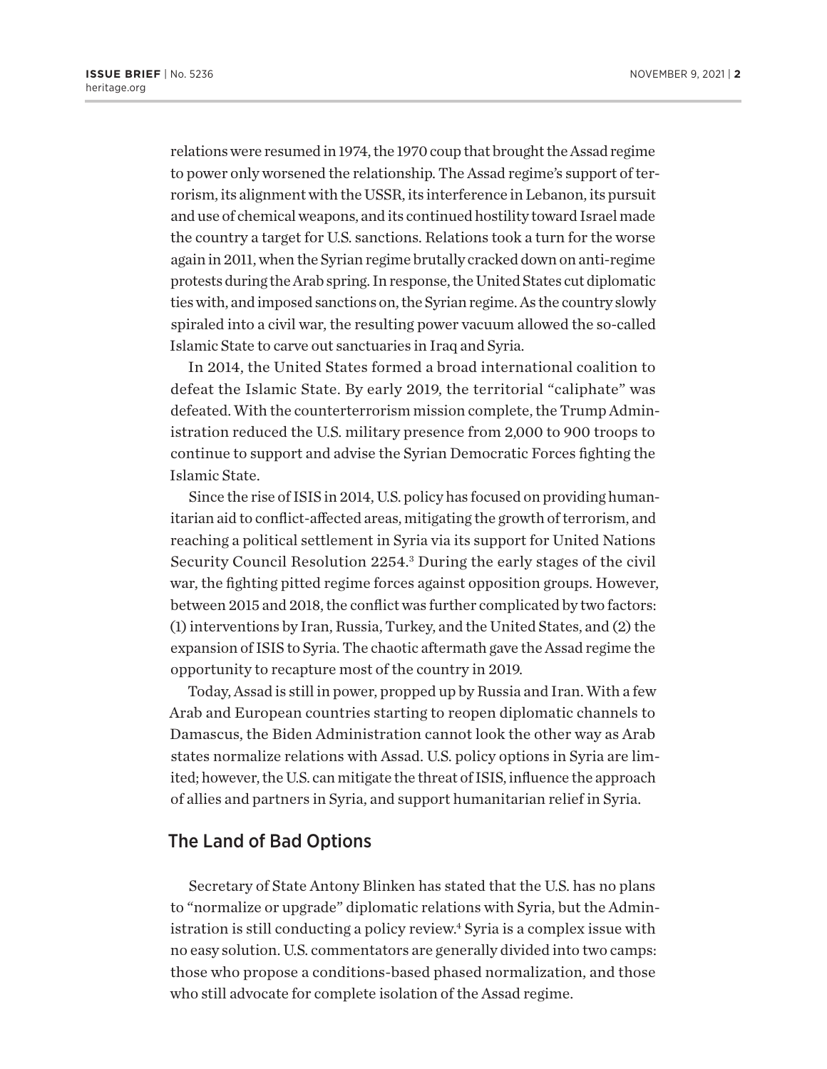relations were resumed in 1974, the 1970 coup that brought the Assad regime to power only worsened the relationship. The Assad regime's support of terrorism, its alignment with the USSR, its interference in Lebanon, its pursuit and use of chemical weapons, and its continued hostility toward Israel made the country a target for U.S. sanctions. Relations took a turn for the worse again in 2011, when the Syrian regime brutally cracked down on anti-regime protests during the Arab spring. In response, the United States cut diplomatic ties with, and imposed sanctions on, the Syrian regime. As the country slowly spiraled into a civil war, the resulting power vacuum allowed the so-called Islamic State to carve out sanctuaries in Iraq and Syria.

In 2014, the United States formed a broad international coalition to defeat the Islamic State. By early 2019, the territorial "caliphate" was defeated. With the counterterrorism mission complete, the Trump Administration reduced the U.S. military presence from 2,000 to 900 troops to continue to support and advise the Syrian Democratic Forces fighting the Islamic State.

Since the rise of ISIS in 2014, U.S. policy has focused on providing humanitarian aid to conflict-affected areas, mitigating the growth of terrorism, and reaching a political settlement in Syria via its support for United Nations Security Council Resolution 2254.[3] During the early stages of the civil war, the fighting pitted regime forces against opposition groups. However, between 2015 and 2018, the conflict was further complicated by two factors: (1) interventions by Iran, Russia, Turkey, and the United States, and (2) the expansion of ISIS to Syria. The chaotic aftermath gave the Assad regime the opportunity to recapture most of the country in 2019.

Today, Assad is still in power, propped up by Russia and Iran. With a few Arab and European countries starting to reopen diplomatic channels to Damascus, the Biden Administration cannot look the other way as Arab states normalize relations with Assad. U.S. policy options in Syria are limited; however, the U.S. can mitigate the threat of ISIS, influence the approach of allies and partners in Syria, and support humanitarian relief in Syria.

## The Land of Bad Options

Secretary of State Antony Blinken has stated that the U.S. has no plans to "normalize or upgrade" diplomatic relations with Syria, but the Administration is still conducting a policy review.[4] Syria is a complex issue with no easy solution. U.S. commentators are generally divided into two camps: those who propose a conditions-based phased normalization, and those who still advocate for complete isolation of the Assad regime.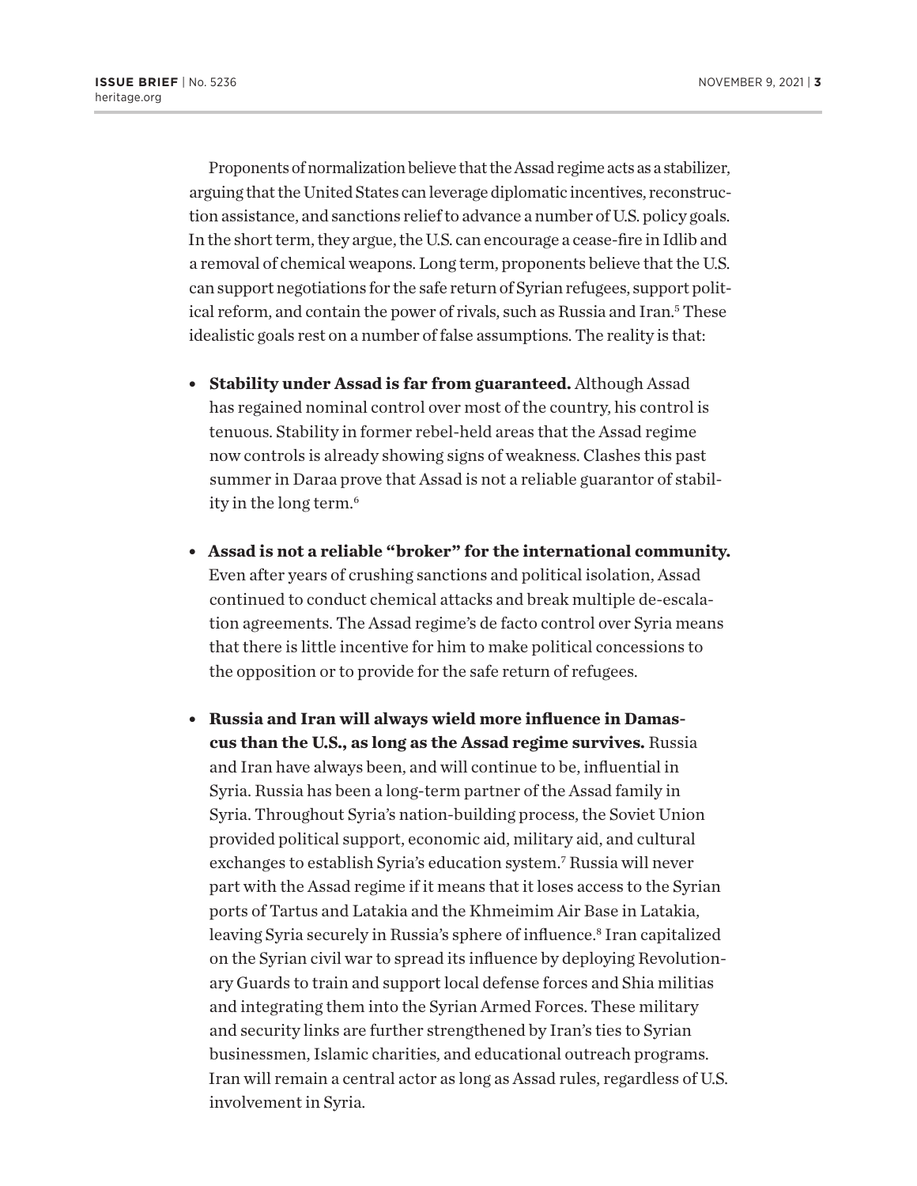Proponents of normalization believe that the Assad regime acts as a stabilizer, arguing that the United States can leverage diplomatic incentives, reconstruction assistance, and sanctions relief to advance a number of U.S. policy goals. In the short term, they argue, the U.S. can encourage a cease-fire in Idlib and a removal of chemical weapons. Long term, proponents believe that the U.S. can support negotiations for the safe return of Syrian refugees, support political reform, and contain the power of rivals, such as Russia and Iran.[5] These idealistic goals rest on a number of false assumptions. The reality is that:

- **Stability under Assad is far from guaranteed.** Although Assad has regained nominal control over most of the country, his control is tenuous. Stability in former rebel-held areas that the Assad regime now controls is already showing signs of weakness. Clashes this past summer in Daraa prove that Assad is not a reliable guarantor of stability in the long term.[6]

- **Assad is not a reliable "broker" for the international community.** Even after years of crushing sanctions and political isolation, Assad continued to conduct chemical attacks and break multiple de-escalation agreements. The Assad regime's de facto control over Syria means that there is little incentive for him to make political concessions to the opposition or to provide for the safe return of refugees.

- **Russia and Iran will always wield more influence in Damascus than the U.S., as long as the Assad regime survives.** Russia and Iran have always been, and will continue to be, influential in Syria. Russia has been a long-term partner of the Assad family in Syria. Throughout Syria's nation-building process, the Soviet Union provided political support, economic aid, military aid, and cultural exchanges to establish Syria's education system.[7] Russia will never part with the Assad regime if it means that it loses access to the Syrian ports of Tartus and Latakia and the Khmeimim Air Base in Latakia, leaving Syria securely in Russia's sphere of influence.[8] Iran capitalized on the Syrian civil war to spread its influence by deploying Revolutionary Guards to train and support local defense forces and Shia militias and integrating them into the Syrian Armed Forces. These military and security links are further strengthened by Iran's ties to Syrian businessmen, Islamic charities, and educational outreach programs. Iran will remain a central actor as long as Assad rules, regardless of U.S. involvement in Syria.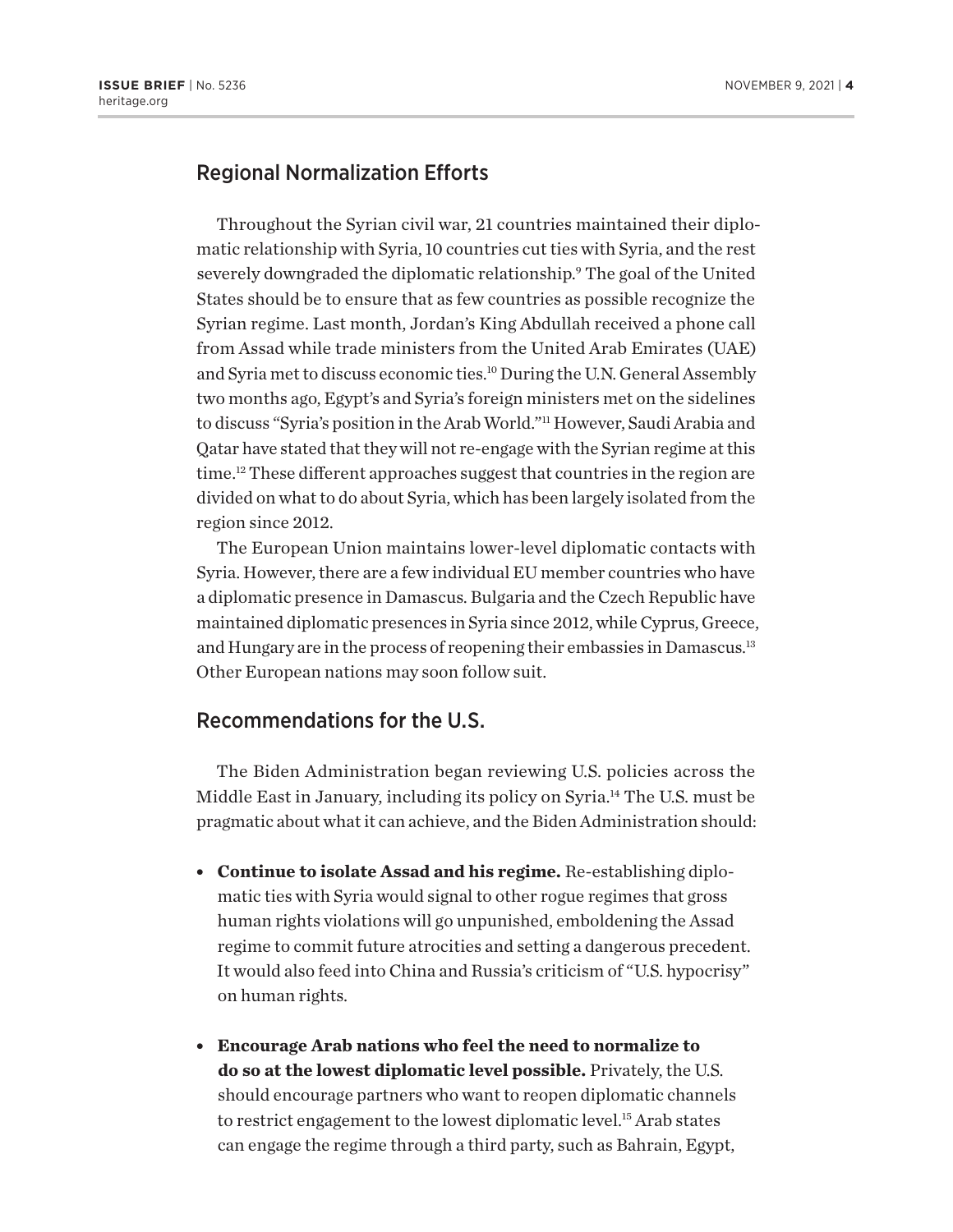## Regional Normalization Efforts

Throughout the Syrian civil war, 21 countries maintained their diplomatic relationship with Syria, 10 countries cut ties with Syria, and the rest severely downgraded the diplomatic relationship.[9] The goal of the United States should be to ensure that as few countries as possible recognize the Syrian regime. Last month, Jordan's King Abdullah received a phone call from Assad while trade ministers from the United Arab Emirates (UAE) and Syria met to discuss economic ties.[10] During the U.N. General Assembly two months ago, Egypt's and Syria's foreign ministers met on the sidelines to discuss "Syria's position in the Arab World."[11] However, Saudi Arabia and Qatar have stated that they will not re-engage with the Syrian regime at this time.[12] These different approaches suggest that countries in the region are divided on what to do about Syria, which has been largely isolated from the region since 2012.

The European Union maintains lower-level diplomatic contacts with Syria. However, there are a few individual EU member countries who have a diplomatic presence in Damascus. Bulgaria and the Czech Republic have maintained diplomatic presences in Syria since 2012, while Cyprus, Greece, and Hungary are in the process of reopening their embassies in Damascus.[13] Other European nations may soon follow suit.

## Recommendations for the U.S.

The Biden Administration began reviewing U.S. policies across the Middle East in January, including its policy on Syria.[14] The U.S. must be pragmatic about what it can achieve, and the Biden Administration should:

- **Continue to isolate Assad and his regime.** Re-establishing diplomatic ties with Syria would signal to other rogue regimes that gross human rights violations will go unpunished, emboldening the Assad regime to commit future atrocities and setting a dangerous precedent. It would also feed into China and Russia's criticism of "U.S. hypocrisy" on human rights.

- **Encourage Arab nations who feel the need to normalize to do so at the lowest diplomatic level possible.** Privately, the U.S. should encourage partners who want to reopen diplomatic channels to restrict engagement to the lowest diplomatic level.[15] Arab states can engage the regime through a third party, such as Bahrain, Egypt,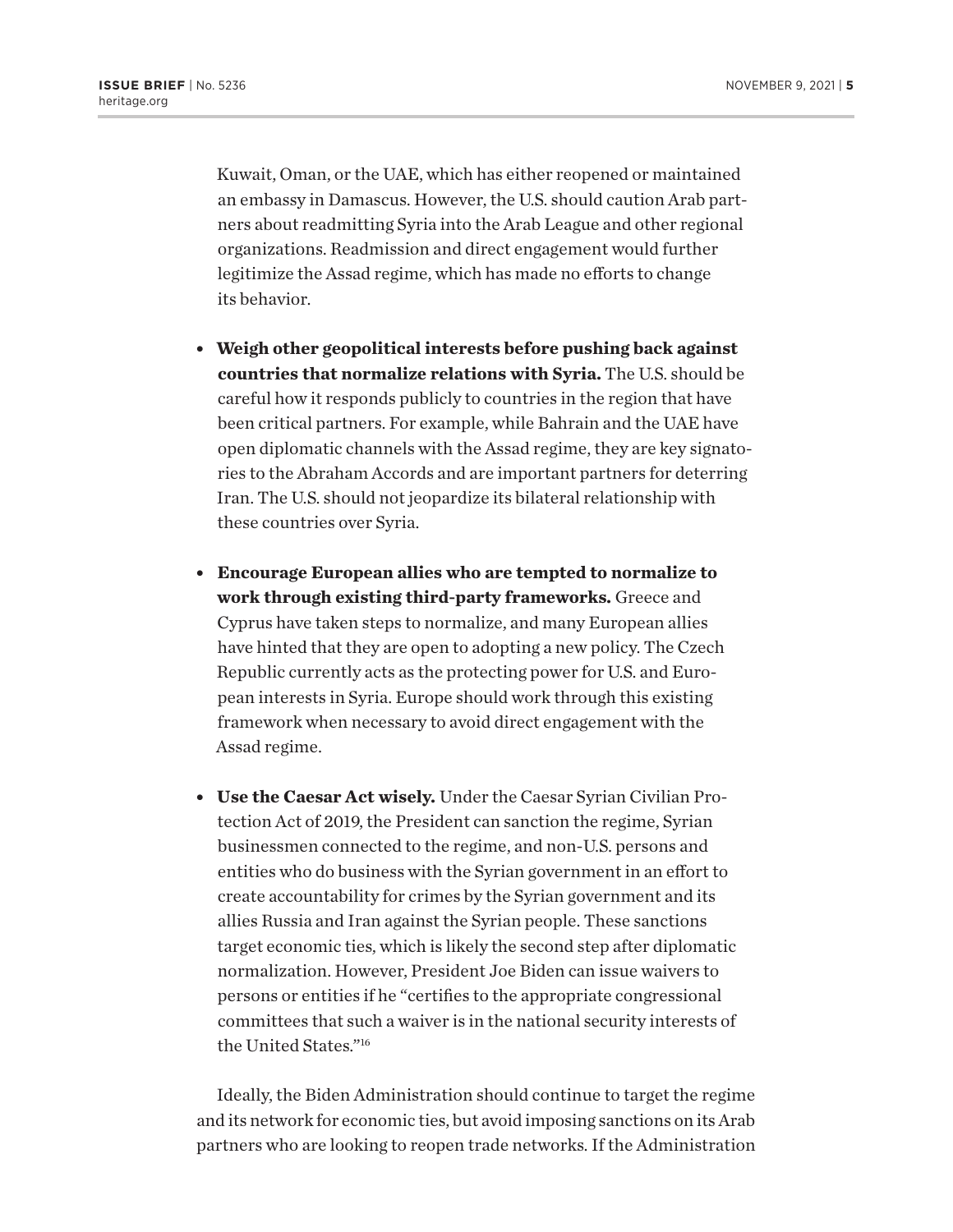Kuwait, Oman, or the UAE, which has either reopened or maintained an embassy in Damascus. However, the U.S. should caution Arab partners about readmitting Syria into the Arab League and other regional organizations. Readmission and direct engagement would further legitimize the Assad regime, which has made no efforts to change its behavior.

- **Weigh other geopolitical interests before pushing back against countries that normalize relations with Syria.** The U.S. should be careful how it responds publicly to countries in the region that have been critical partners. For example, while Bahrain and the UAE have open diplomatic channels with the Assad regime, they are key signatories to the Abraham Accords and are important partners for deterring Iran. The U.S. should not jeopardize its bilateral relationship with these countries over Syria.
- **Encourage European allies who are tempted to normalize to work through existing third-party frameworks.** Greece and Cyprus have taken steps to normalize, and many European allies have hinted that they are open to adopting a new policy. The Czech Republic currently acts as the protecting power for U.S. and European interests in Syria. Europe should work through this existing framework when necessary to avoid direct engagement with the Assad regime.
- **Use the Caesar Act wisely.** Under the Caesar Syrian Civilian Protection Act of 2019, the President can sanction the regime, Syrian businessmen connected to the regime, and non-U.S. persons and entities who do business with the Syrian government in an effort to create accountability for crimes by the Syrian government and its allies Russia and Iran against the Syrian people. These sanctions target economic ties, which is likely the second step after diplomatic normalization. However, President Joe Biden can issue waivers to persons or entities if he "certifies to the appropriate congressional committees that such a waiver is in the national security interests of the United States."[16]

Ideally, the Biden Administration should continue to target the regime and its network for economic ties, but avoid imposing sanctions on its Arab partners who are looking to reopen trade networks. If the Administration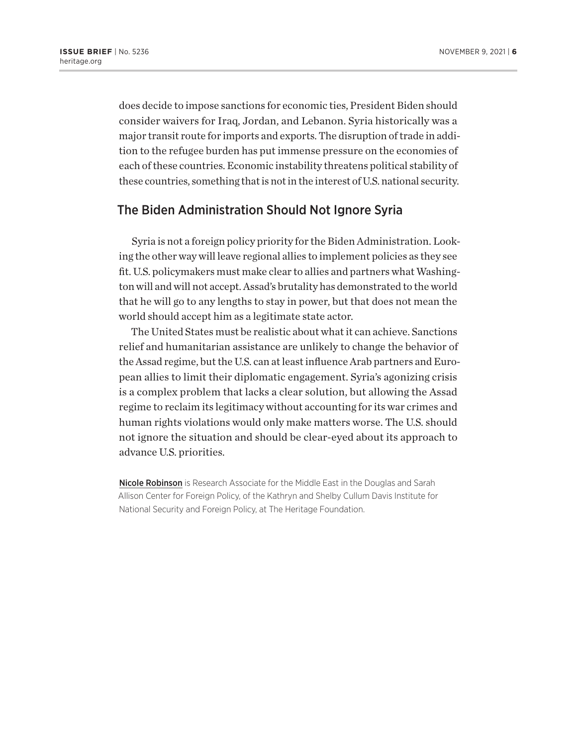does decide to impose sanctions for economic ties, President Biden should consider waivers for Iraq, Jordan, and Lebanon. Syria historically was a major transit route for imports and exports. The disruption of trade in addition to the refugee burden has put immense pressure on the economies of each of these countries. Economic instability threatens political stability of these countries, something that is not in the interest of U.S. national security.

## The Biden Administration Should Not Ignore Syria

Syria is not a foreign policy priority for the Biden Administration. Looking the other way will leave regional allies to implement policies as they see fit. U.S. policymakers must make clear to allies and partners what Washington will and will not accept. Assad's brutality has demonstrated to the world that he will go to any lengths to stay in power, but that does not mean the world should accept him as a legitimate state actor.

The United States must be realistic about what it can achieve. Sanctions relief and humanitarian assistance are unlikely to change the behavior of the Assad regime, but the U.S. can at least influence Arab partners and European allies to limit their diplomatic engagement. Syria's agonizing crisis is a complex problem that lacks a clear solution, but allowing the Assad regime to reclaim its legitimacy without accounting for its war crimes and human rights violations would only make matters worse. The U.S. should not ignore the situation and should be clear-eyed about its approach to advance U.S. priorities.

**Nicole Robinson** is Research Associate for the Middle East in the Douglas and Sarah Allison Center for Foreign Policy, of the Kathryn and Shelby Cullum Davis Institute for National Security and Foreign Policy, at The Heritage Foundation.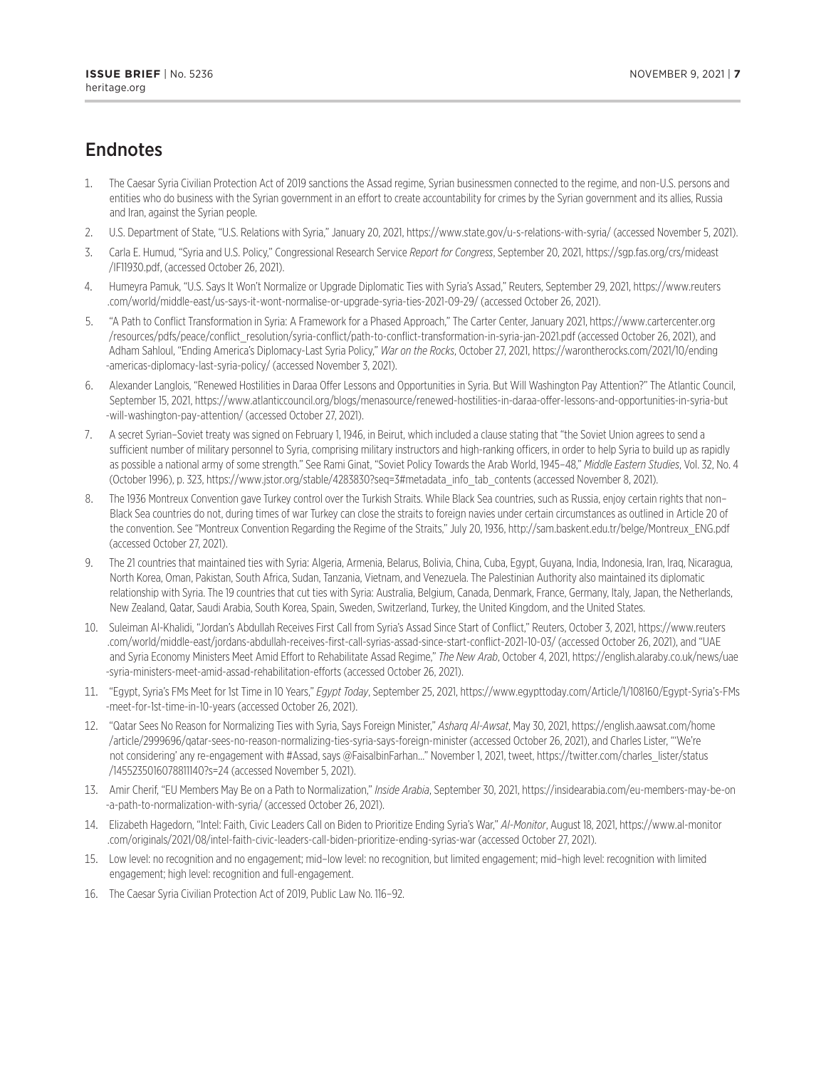## Endnotes

1. The Caesar Syria Civilian Protection Act of 2019 sanctions the Assad regime, Syrian businessmen connected to the regime, and non-U.S. persons and entities who do business with the Syrian government in an effort to create accountability for crimes by the Syrian government and its allies, Russia and Iran, against the Syrian people.
2. U.S. Department of State, "U.S. Relations with Syria," January 20, 2021, https://www.state.gov/u-s-relations-with-syria/ (accessed November 5, 2021).
3. Carla E. Humud, "Syria and U.S. Policy," Congressional Research Service *Report for Congress*, September 20, 2021, https://sgp.fas.org/crs/mideast/IF11930.pdf, (accessed October 26, 2021).
4. Humeyra Pamuk, "U.S. Says It Won't Normalize or Upgrade Diplomatic Ties with Syria's Assad," Reuters, September 29, 2021, https://www.reuters.com/world/middle-east/us-says-it-wont-normalise-or-upgrade-syria-ties-2021-09-29/ (accessed October 26, 2021).
5. "A Path to Conflict Transformation in Syria: A Framework for a Phased Approach," The Carter Center, January 2021, https://www.cartercenter.org/resources/pdfs/peace/conflict_resolution/syria-conflict/path-to-conflict-transformation-in-syria-jan-2021.pdf (accessed October 26, 2021), and Adham Sahloul, "Ending America's Diplomacy-Last Syria Policy," *War on the Rocks*, October 27, 2021, https://warontherocks.com/2021/10/ending-americas-diplomacy-last-syria-policy/ (accessed November 3, 2021).
6. Alexander Langlois, "Renewed Hostilities in Daraa Offer Lessons and Opportunities in Syria. But Will Washington Pay Attention?" The Atlantic Council, September 15, 2021, https://www.atlanticcouncil.org/blogs/menasource/renewed-hostilities-in-daraa-offer-lessons-and-opportunities-in-syria-but-will-washington-pay-attention/ (accessed October 27, 2021).
7. A secret Syrian–Soviet treaty was signed on February 1, 1946, in Beirut, which included a clause stating that "the Soviet Union agrees to send a sufficient number of military personnel to Syria, comprising military instructors and high-ranking officers, in order to help Syria to build up as rapidly as possible a national army of some strength." See Rami Ginat, "Soviet Policy Towards the Arab World, 1945–48," *Middle Eastern Studies*, Vol. 32, No. 4 (October 1996), p. 323, https://www.jstor.org/stable/4283830?seq=3#metadata_info_tab_contents (accessed November 8, 2021).
8. The 1936 Montreux Convention gave Turkey control over the Turkish Straits. While Black Sea countries, such as Russia, enjoy certain rights that non–Black Sea countries do not, during times of war Turkey can close the straits to foreign navies under certain circumstances as outlined in Article 20 of the convention. See "Montreux Convention Regarding the Regime of the Straits," July 20, 1936, http://sam.baskent.edu.tr/belge/Montreux_ENG.pdf (accessed October 27, 2021).
9. The 21 countries that maintained ties with Syria: Algeria, Armenia, Belarus, Bolivia, China, Cuba, Egypt, Guyana, India, Indonesia, Iran, Iraq, Nicaragua, North Korea, Oman, Pakistan, South Africa, Sudan, Tanzania, Vietnam, and Venezuela. The Palestinian Authority also maintained its diplomatic relationship with Syria. The 19 countries that cut ties with Syria: Australia, Belgium, Canada, Denmark, France, Germany, Italy, Japan, the Netherlands, New Zealand, Qatar, Saudi Arabia, South Korea, Spain, Sweden, Switzerland, Turkey, the United Kingdom, and the United States.
10. Suleiman Al-Khalidi, "Jordan's Abdullah Receives First Call from Syria's Assad Since Start of Conflict," Reuters, October 3, 2021, https://www.reuters.com/world/middle-east/jordans-abdullah-receives-first-call-syrias-assad-since-start-conflict-2021-10-03/ (accessed October 26, 2021), and "UAE and Syria Economy Ministers Meet Amid Effort to Rehabilitate Assad Regime," *The New Arab*, October 4, 2021, https://english.alaraby.co.uk/news/uae-syria-ministers-meet-amid-assad-rehabilitation-efforts (accessed October 26, 2021).
11. "Egypt, Syria's FMs Meet for 1st Time in 10 Years," *Egypt Today*, September 25, 2021, https://www.egypttoday.com/Article/1/108160/Egypt-Syria's-FMs-meet-for-1st-time-in-10-years (accessed October 26, 2021).
12. "Qatar Sees No Reason for Normalizing Ties with Syria, Says Foreign Minister," *Asharq Al-Awsat*, May 30, 2021, https://english.aawsat.com/home/article/2999696/qatar-sees-no-reason-normalizing-ties-syria-says-foreign-minister (accessed October 26, 2021), and Charles Lister, "'We're not considering' any re-engagement with #Assad, says @FaisalbinFarhan..." November 1, 2021, tweet, https://twitter.com/charles_lister/status/1455235016078811140?s=24 (accessed November 5, 2021).
13. Amir Cherif, "EU Members May Be on a Path to Normalization," *Inside Arabia*, September 30, 2021, https://insidearabia.com/eu-members-may-be-on-a-path-to-normalization-with-syria/ (accessed October 26, 2021).
14. Elizabeth Hagedorn, "Intel: Faith, Civic Leaders Call on Biden to Prioritize Ending Syria's War," *Al-Monitor*, August 18, 2021, https://www.al-monitor.com/originals/2021/08/intel-faith-civic-leaders-call-biden-prioritize-ending-syrias-war (accessed October 27, 2021).
15. Low level: no recognition and no engagement; mid–low level: no recognition, but limited engagement; mid–high level: recognition with limited engagement; high level: recognition and full-engagement.
16. The Caesar Syria Civilian Protection Act of 2019, Public Law No. 116–92.